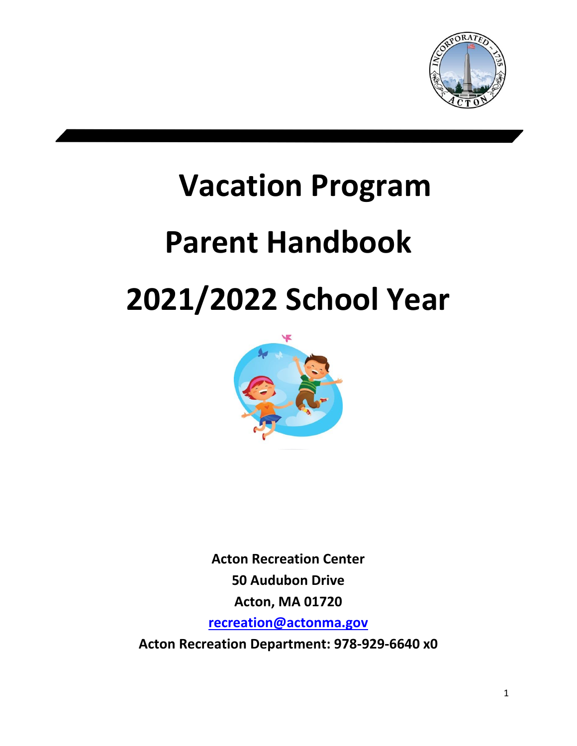# Vacation Program

# Parent Handbook

# 2021/2022 School Year

**Acton Recreation Center**

**50 Audubon Drive**

**Acton, MA 01720**

**recreation@actonma.gov**

**Acton Recreation Department: 978-929-6640 x0**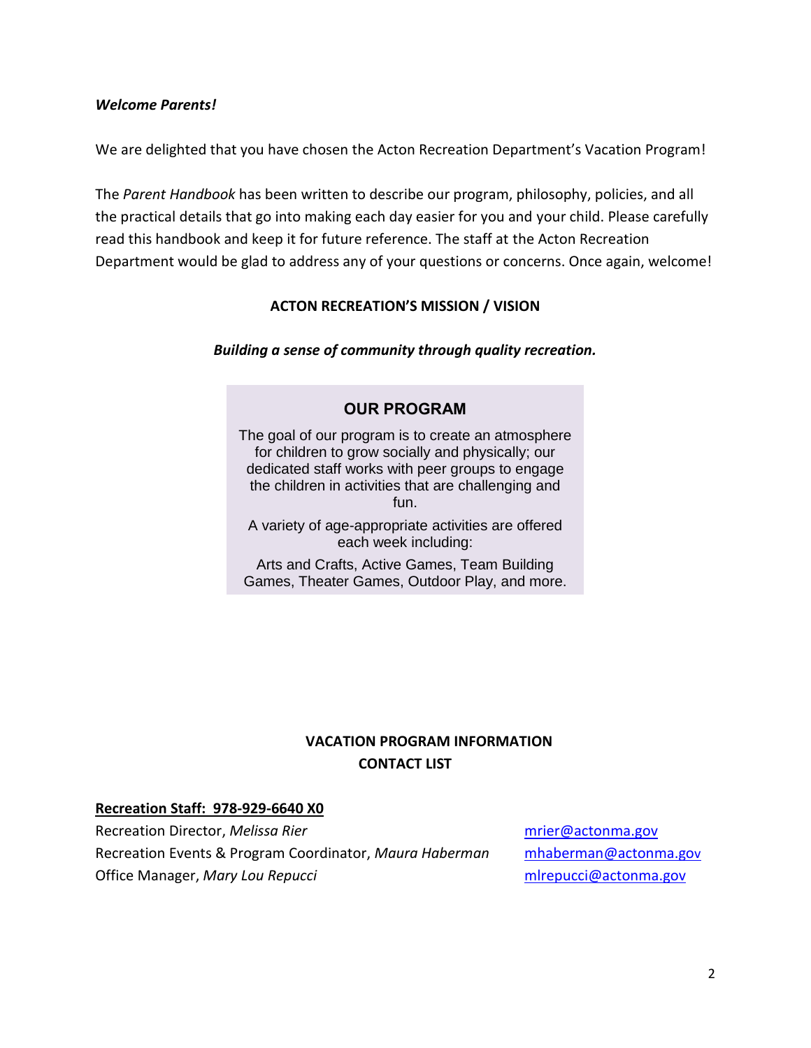***Welcome Parents!***

We are delighted that you have chosen the Acton Recreation Department's Vacation Program!

The *Parent Handbook* has been written to describe our program, philosophy, policies, and all the practical details that go into making each day easier for you and your child. Please carefully read this handbook and keep it for future reference. The staff at the Acton Recreation Department would be glad to address any of your questions or concerns. Once again, welcome!

## ACTON RECREATION'S MISSION / VISION

***Building a sense of community through quality recreation.***

## OUR PROGRAM

The goal of our program is to create an atmosphere for children to grow socially and physically; our dedicated staff works with peer groups to engage the children in activities that are challenging and fun.

A variety of age-appropriate activities are offered each week including:

Arts and Crafts, Active Games, Team Building Games, Theater Games, Outdoor Play, and more.

## VACATION PROGRAM INFORMATION
## CONTACT LIST

**Recreation Staff: 978-929-6640 X0**

Recreation Director, *Melissa Rier* — mrier@actonma.gov
Recreation Events & Program Coordinator, *Maura Haberman* — mhaberman@actonma.gov
Office Manager, *Mary Lou Repucci* — mlrepucci@actonma.gov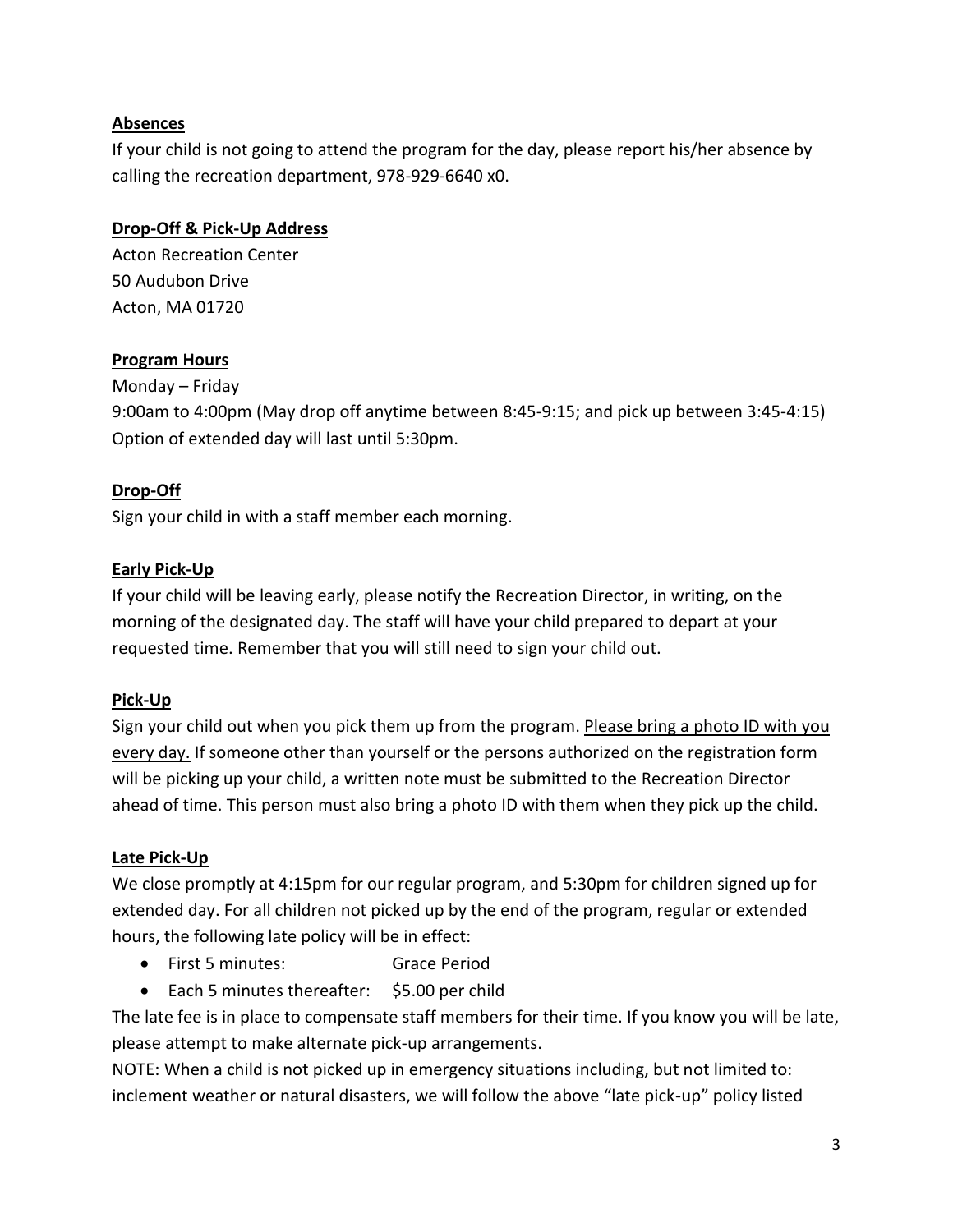**Absences**

If your child is not going to attend the program for the day, please report his/her absence by calling the recreation department, 978-929-6640 x0.

**Drop-Off & Pick-Up Address**

Acton Recreation Center
50 Audubon Drive
Acton, MA 01720

**Program Hours**

Monday – Friday
9:00am to 4:00pm (May drop off anytime between 8:45-9:15; and pick up between 3:45-4:15)
Option of extended day will last until 5:30pm.

**Drop-Off**

Sign your child in with a staff member each morning.

**Early Pick-Up**

If your child will be leaving early, please notify the Recreation Director, in writing, on the morning of the designated day. The staff will have your child prepared to depart at your requested time. Remember that you will still need to sign your child out.

**Pick-Up**

Sign your child out when you pick them up from the program. Please bring a photo ID with you every day. If someone other than yourself or the persons authorized on the registration form will be picking up your child, a written note must be submitted to the Recreation Director ahead of time. This person must also bring a photo ID with them when they pick up the child.

**Late Pick-Up**

We close promptly at 4:15pm for our regular program, and 5:30pm for children signed up for extended day. For all children not picked up by the end of the program, regular or extended hours, the following late policy will be in effect:

- First 5 minutes: Grace Period
- Each 5 minutes thereafter: $5.00 per child

The late fee is in place to compensate staff members for their time. If you know you will be late, please attempt to make alternate pick-up arrangements.

NOTE: When a child is not picked up in emergency situations including, but not limited to: inclement weather or natural disasters, we will follow the above "late pick-up" policy listed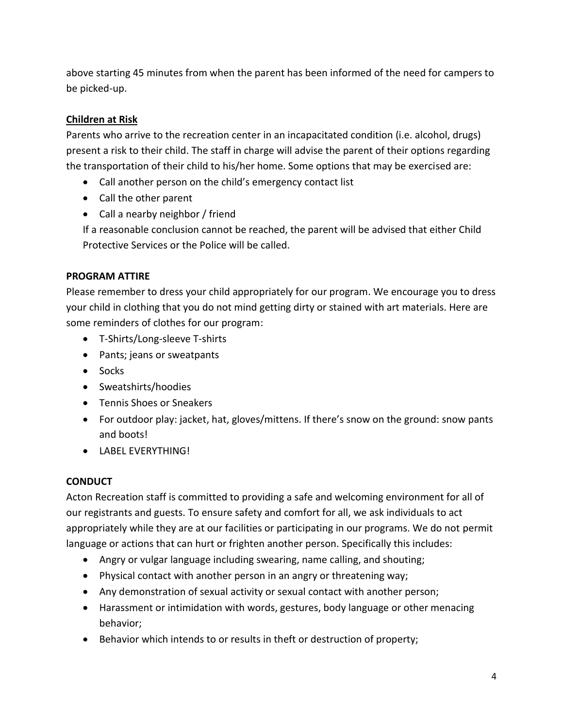above starting 45 minutes from when the parent has been informed of the need for campers to be picked-up.

**Children at Risk**

Parents who arrive to the recreation center in an incapacitated condition (i.e. alcohol, drugs) present a risk to their child. The staff in charge will advise the parent of their options regarding the transportation of their child to his/her home. Some options that may be exercised are:

- Call another person on the child's emergency contact list
- Call the other parent
- Call a nearby neighbor / friend

If a reasonable conclusion cannot be reached, the parent will be advised that either Child Protective Services or the Police will be called.

## PROGRAM ATTIRE

Please remember to dress your child appropriately for our program. We encourage you to dress your child in clothing that you do not mind getting dirty or stained with art materials. Here are some reminders of clothes for our program:

- T-Shirts/Long-sleeve T-shirts
- Pants; jeans or sweatpants
- Socks
- Sweatshirts/hoodies
- Tennis Shoes or Sneakers
- For outdoor play: jacket, hat, gloves/mittens. If there's snow on the ground: snow pants and boots!
- LABEL EVERYTHING!

## CONDUCT

Acton Recreation staff is committed to providing a safe and welcoming environment for all of our registrants and guests. To ensure safety and comfort for all, we ask individuals to act appropriately while they are at our facilities or participating in our programs. We do not permit language or actions that can hurt or frighten another person. Specifically this includes:

- Angry or vulgar language including swearing, name calling, and shouting;
- Physical contact with another person in an angry or threatening way;
- Any demonstration of sexual activity or sexual contact with another person;
- Harassment or intimidation with words, gestures, body language or other menacing behavior;
- Behavior which intends to or results in theft or destruction of property;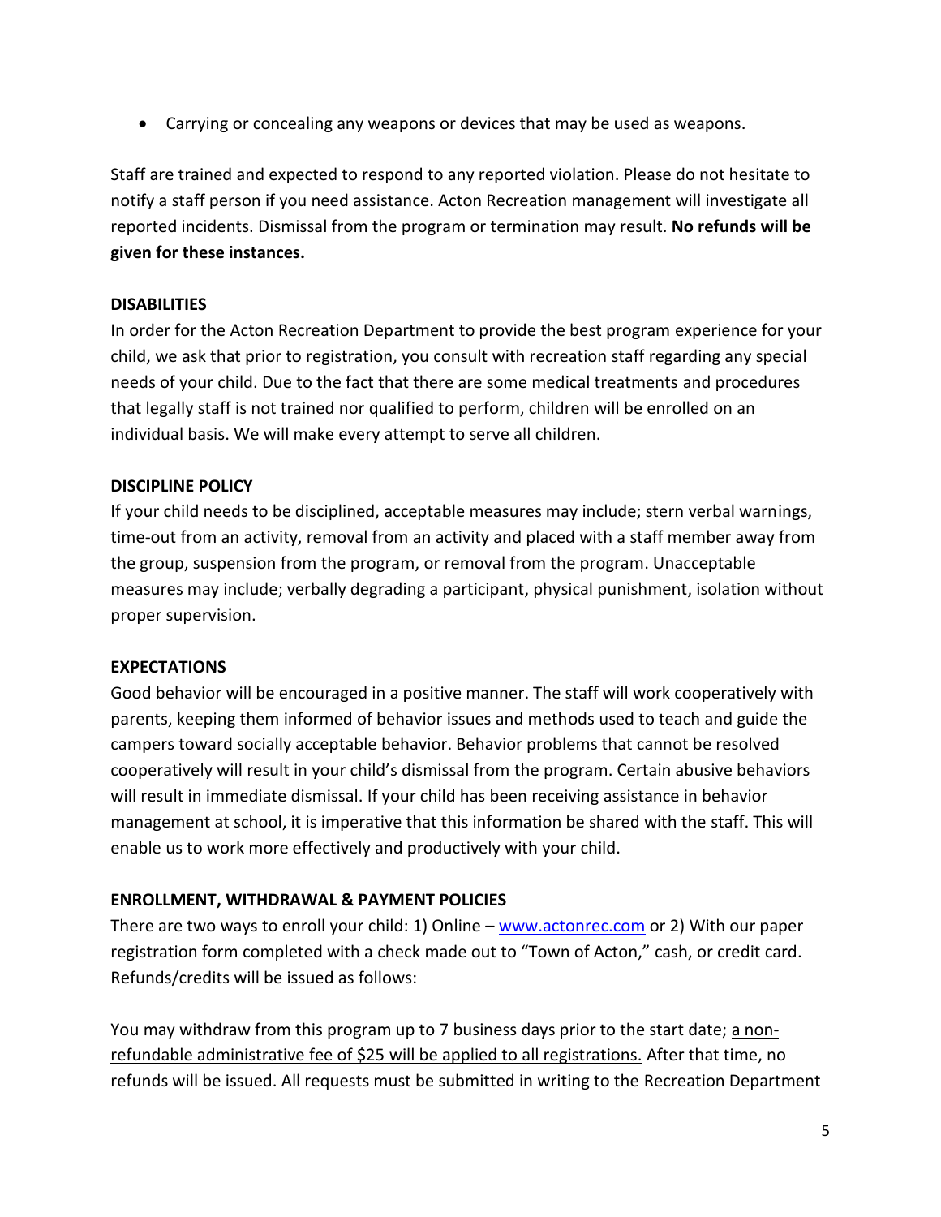- Carrying or concealing any weapons or devices that may be used as weapons.

Staff are trained and expected to respond to any reported violation. Please do not hesitate to notify a staff person if you need assistance. Acton Recreation management will investigate all reported incidents. Dismissal from the program or termination may result. **No refunds will be given for these instances.**

**DISABILITIES**

In order for the Acton Recreation Department to provide the best program experience for your child, we ask that prior to registration, you consult with recreation staff regarding any special needs of your child. Due to the fact that there are some medical treatments and procedures that legally staff is not trained nor qualified to perform, children will be enrolled on an individual basis. We will make every attempt to serve all children.

**DISCIPLINE POLICY**

If your child needs to be disciplined, acceptable measures may include; stern verbal warnings, time-out from an activity, removal from an activity and placed with a staff member away from the group, suspension from the program, or removal from the program. Unacceptable measures may include; verbally degrading a participant, physical punishment, isolation without proper supervision.

**EXPECTATIONS**

Good behavior will be encouraged in a positive manner. The staff will work cooperatively with parents, keeping them informed of behavior issues and methods used to teach and guide the campers toward socially acceptable behavior. Behavior problems that cannot be resolved cooperatively will result in your child's dismissal from the program. Certain abusive behaviors will result in immediate dismissal. If your child has been receiving assistance in behavior management at school, it is imperative that this information be shared with the staff. This will enable us to work more effectively and productively with your child.

**ENROLLMENT, WITHDRAWAL & PAYMENT POLICIES**

There are two ways to enroll your child: 1) Online – [www.actonrec.com](http://www.actonrec.com) or 2) With our paper registration form completed with a check made out to "Town of Acton," cash, or credit card. Refunds/credits will be issued as follows:

You may withdraw from this program up to 7 business days prior to the start date; <u>a non-refundable administrative fee of $25 will be applied to all registrations.</u> After that time, no refunds will be issued. All requests must be submitted in writing to the Recreation Department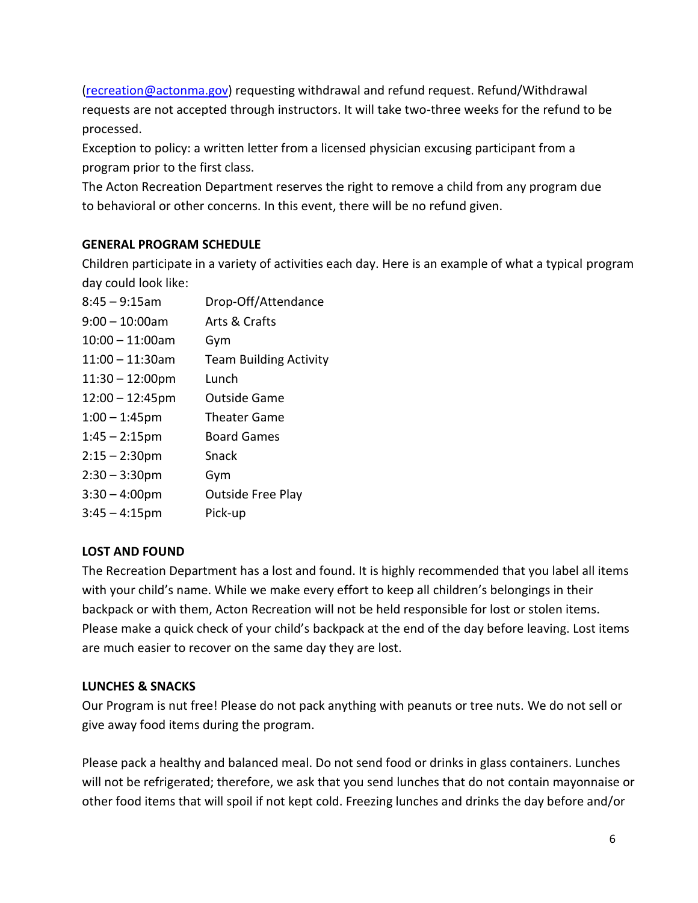(recreation@actonma.gov) requesting withdrawal and refund request. Refund/Withdrawal requests are not accepted through instructors. It will take two-three weeks for the refund to be processed.

Exception to policy: a written letter from a licensed physician excusing participant from a program prior to the first class.

The Acton Recreation Department reserves the right to remove a child from any program due to behavioral or other concerns. In this event, there will be no refund given.

**GENERAL PROGRAM SCHEDULE**

Children participate in a variety of activities each day. Here is an example of what a typical program day could look like:

| | |
|---|---|
| 8:45 – 9:15am | Drop-Off/Attendance |
| 9:00 – 10:00am | Arts & Crafts |
| 10:00 – 11:00am | Gym |
| 11:00 – 11:30am | Team Building Activity |
| 11:30 – 12:00pm | Lunch |
| 12:00 – 12:45pm | Outside Game |
| 1:00 – 1:45pm | Theater Game |
| 1:45 – 2:15pm | Board Games |
| 2:15 – 2:30pm | Snack |
| 2:30 – 3:30pm | Gym |
| 3:30 – 4:00pm | Outside Free Play |
| 3:45 – 4:15pm | Pick-up |

**LOST AND FOUND**

The Recreation Department has a lost and found. It is highly recommended that you label all items with your child's name. While we make every effort to keep all children's belongings in their backpack or with them, Acton Recreation will not be held responsible for lost or stolen items. Please make a quick check of your child's backpack at the end of the day before leaving. Lost items are much easier to recover on the same day they are lost.

**LUNCHES & SNACKS**

Our Program is nut free! Please do not pack anything with peanuts or tree nuts. We do not sell or give away food items during the program.

Please pack a healthy and balanced meal. Do not send food or drinks in glass containers. Lunches will not be refrigerated; therefore, we ask that you send lunches that do not contain mayonnaise or other food items that will spoil if not kept cold. Freezing lunches and drinks the day before and/or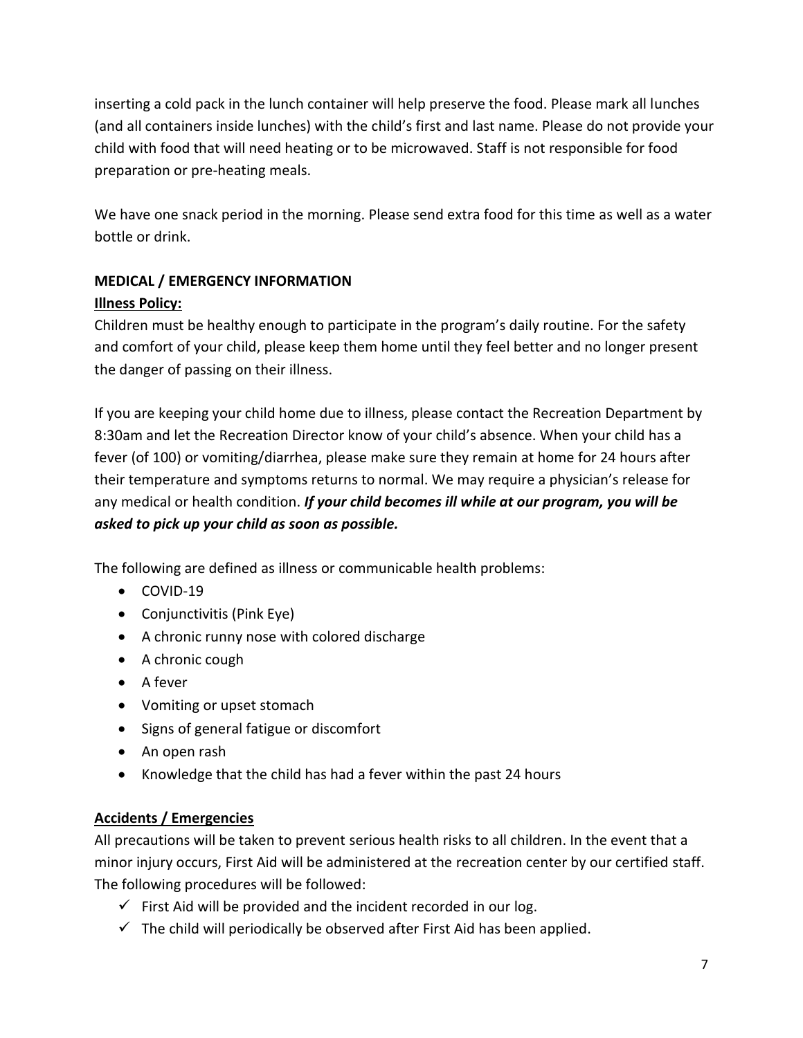inserting a cold pack in the lunch container will help preserve the food. Please mark all lunches (and all containers inside lunches) with the child's first and last name. Please do not provide your child with food that will need heating or to be microwaved. Staff is not responsible for food preparation or pre-heating meals.

We have one snack period in the morning. Please send extra food for this time as well as a water bottle or drink.

**MEDICAL / EMERGENCY INFORMATION**

**Illness Policy:**

Children must be healthy enough to participate in the program's daily routine. For the safety and comfort of your child, please keep them home until they feel better and no longer present the danger of passing on their illness.

If you are keeping your child home due to illness, please contact the Recreation Department by 8:30am and let the Recreation Director know of your child's absence. When your child has a fever (of 100) or vomiting/diarrhea, please make sure they remain at home for 24 hours after their temperature and symptoms returns to normal. We may require a physician's release for any medical or health condition. ***If your child becomes ill while at our program, you will be asked to pick up your child as soon as possible.***

The following are defined as illness or communicable health problems:

- COVID-19
- Conjunctivitis (Pink Eye)
- A chronic runny nose with colored discharge
- A chronic cough
- A fever
- Vomiting or upset stomach
- Signs of general fatigue or discomfort
- An open rash
- Knowledge that the child has had a fever within the past 24 hours

**Accidents / Emergencies**

All precautions will be taken to prevent serious health risks to all children. In the event that a minor injury occurs, First Aid will be administered at the recreation center by our certified staff. The following procedures will be followed:

- ✓ First Aid will be provided and the incident recorded in our log.
- ✓ The child will periodically be observed after First Aid has been applied.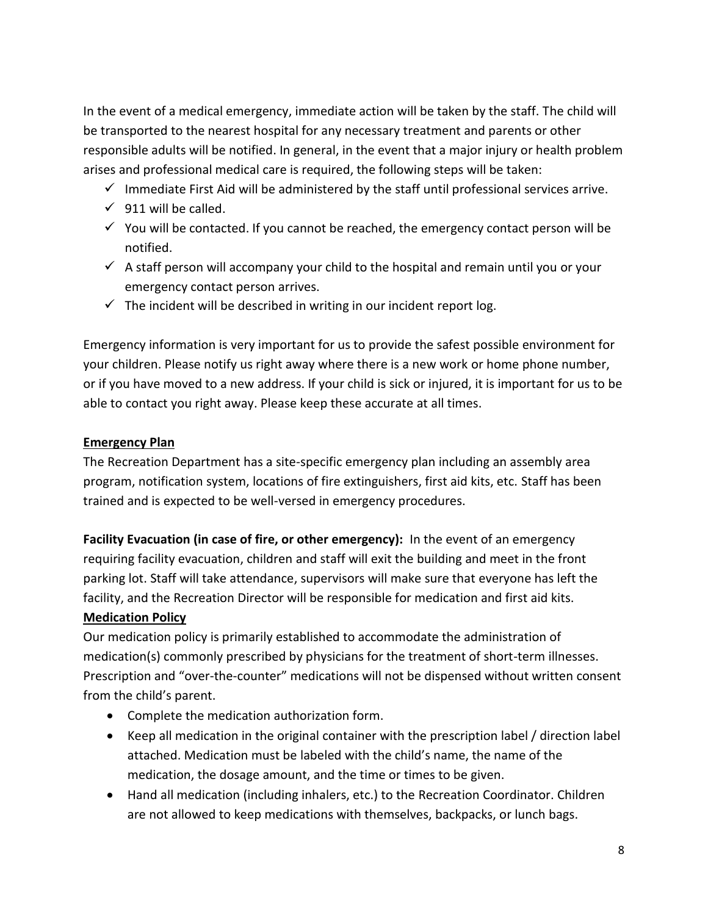In the event of a medical emergency, immediate action will be taken by the staff. The child will be transported to the nearest hospital for any necessary treatment and parents or other responsible adults will be notified. In general, in the event that a major injury or health problem arises and professional medical care is required, the following steps will be taken:

- ✓ Immediate First Aid will be administered by the staff until professional services arrive.
- ✓ 911 will be called.
- ✓ You will be contacted. If you cannot be reached, the emergency contact person will be notified.
- ✓ A staff person will accompany your child to the hospital and remain until you or your emergency contact person arrives.
- ✓ The incident will be described in writing in our incident report log.

Emergency information is very important for us to provide the safest possible environment for your children. Please notify us right away where there is a new work or home phone number, or if you have moved to a new address. If your child is sick or injured, it is important for us to be able to contact you right away. Please keep these accurate at all times.

**Emergency Plan**

The Recreation Department has a site-specific emergency plan including an assembly area program, notification system, locations of fire extinguishers, first aid kits, etc. Staff has been trained and is expected to be well-versed in emergency procedures.

**Facility Evacuation (in case of fire, or other emergency):** In the event of an emergency requiring facility evacuation, children and staff will exit the building and meet in the front parking lot. Staff will take attendance, supervisors will make sure that everyone has left the facility, and the Recreation Director will be responsible for medication and first aid kits.

**Medication Policy**

Our medication policy is primarily established to accommodate the administration of medication(s) commonly prescribed by physicians for the treatment of short-term illnesses. Prescription and "over-the-counter" medications will not be dispensed without written consent from the child's parent.

- Complete the medication authorization form.
- Keep all medication in the original container with the prescription label / direction label attached. Medication must be labeled with the child's name, the name of the medication, the dosage amount, and the time or times to be given.
- Hand all medication (including inhalers, etc.) to the Recreation Coordinator. Children are not allowed to keep medications with themselves, backpacks, or lunch bags.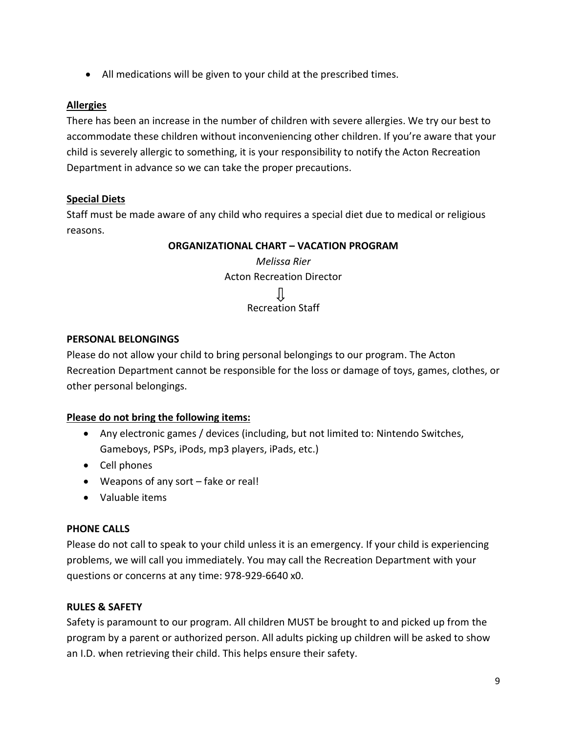- All medications will be given to your child at the prescribed times.

**Allergies**

There has been an increase in the number of children with severe allergies. We try our best to accommodate these children without inconveniencing other children. If you're aware that your child is severely allergic to something, it is your responsibility to notify the Acton Recreation Department in advance so we can take the proper precautions.

**Special Diets**

Staff must be made aware of any child who requires a special diet due to medical or religious reasons.

**ORGANIZATIONAL CHART – VACATION PROGRAM**

*Melissa Rier*

Acton Recreation Director

⇩

Recreation Staff

**PERSONAL BELONGINGS**

Please do not allow your child to bring personal belongings to our program. The Acton Recreation Department cannot be responsible for the loss or damage of toys, games, clothes, or other personal belongings.

**Please do not bring the following items:**

- Any electronic games / devices (including, but not limited to: Nintendo Switches, Gameboys, PSPs, iPods, mp3 players, iPads, etc.)
- Cell phones
- Weapons of any sort – fake or real!
- Valuable items

**PHONE CALLS**

Please do not call to speak to your child unless it is an emergency. If your child is experiencing problems, we will call you immediately. You may call the Recreation Department with your questions or concerns at any time: 978-929-6640 x0.

**RULES & SAFETY**

Safety is paramount to our program. All children MUST be brought to and picked up from the program by a parent or authorized person. All adults picking up children will be asked to show an I.D. when retrieving their child. This helps ensure their safety.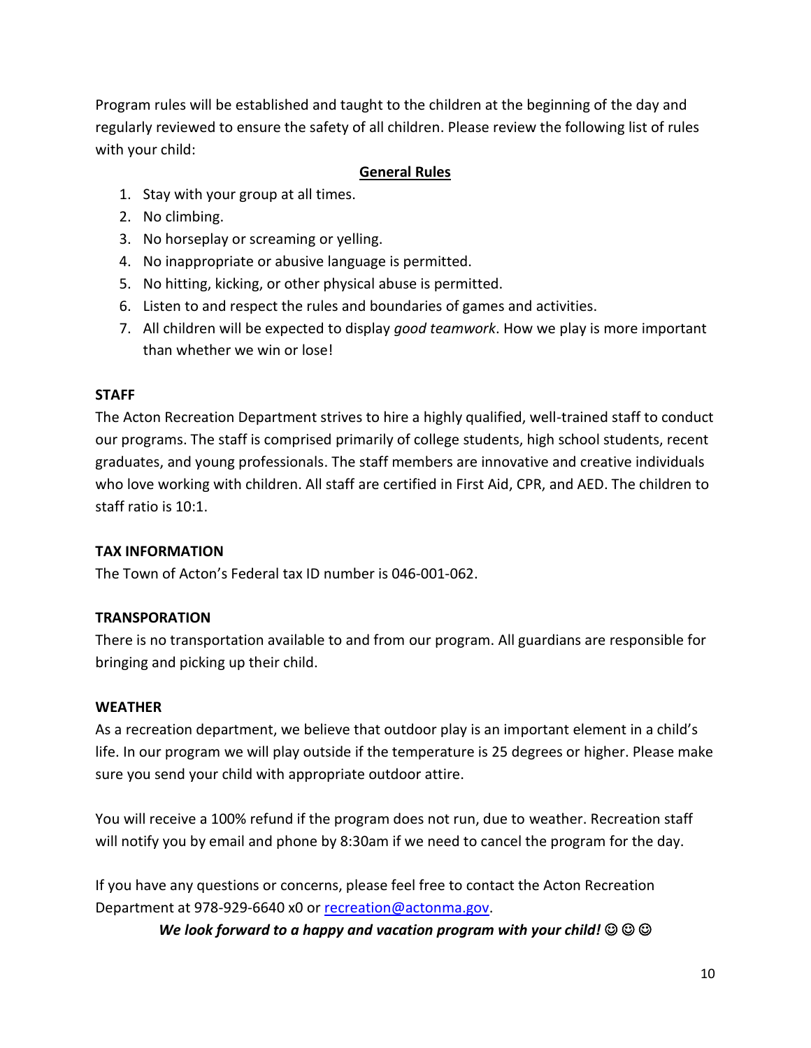Program rules will be established and taught to the children at the beginning of the day and regularly reviewed to ensure the safety of all children. Please review the following list of rules with your child:

**General Rules**

1. Stay with your group at all times.
2. No climbing.
3. No horseplay or screaming or yelling.
4. No inappropriate or abusive language is permitted.
5. No hitting, kicking, or other physical abuse is permitted.
6. Listen to and respect the rules and boundaries of games and activities.
7. All children will be expected to display *good teamwork*. How we play is more important than whether we win or lose!

**STAFF**

The Acton Recreation Department strives to hire a highly qualified, well-trained staff to conduct our programs. The staff is comprised primarily of college students, high school students, recent graduates, and young professionals. The staff members are innovative and creative individuals who love working with children. All staff are certified in First Aid, CPR, and AED. The children to staff ratio is 10:1.

**TAX INFORMATION**

The Town of Acton's Federal tax ID number is 046-001-062.

**TRANSPORATION**

There is no transportation available to and from our program. All guardians are responsible for bringing and picking up their child.

**WEATHER**

As a recreation department, we believe that outdoor play is an important element in a child's life. In our program we will play outside if the temperature is 25 degrees or higher. Please make sure you send your child with appropriate outdoor attire.

You will receive a 100% refund if the program does not run, due to weather. Recreation staff will notify you by email and phone by 8:30am if we need to cancel the program for the day.

If you have any questions or concerns, please feel free to contact the Acton Recreation Department at 978-929-6640 x0 or recreation@actonma.gov.

***We look forward to a happy and vacation program with your child!*** ☺ ☺ ☺